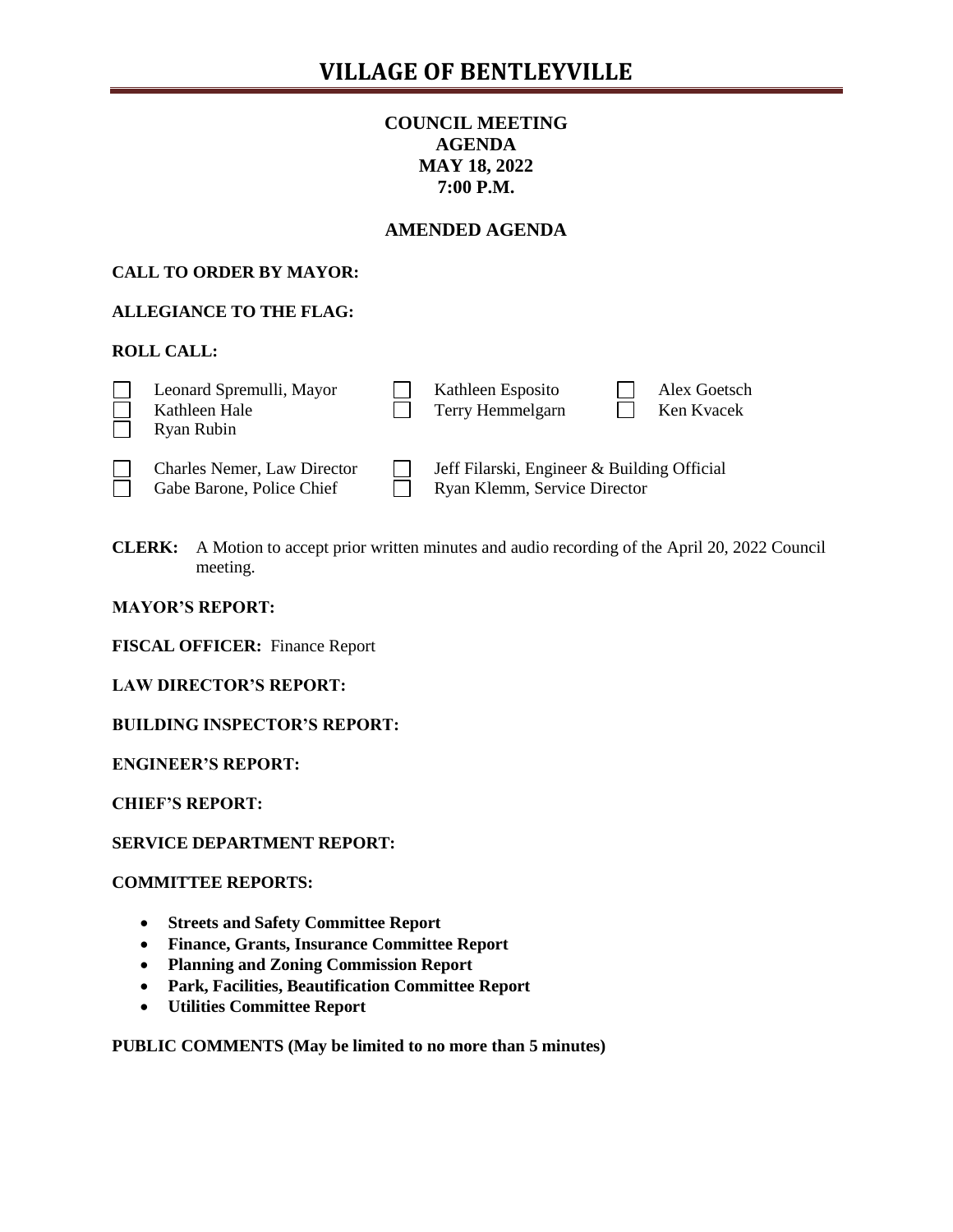# VILLAGE OF BENTLEYVILLE

**COUNCIL MEETING**
**AGENDA**
**MAY 18, 2022**
**7:00 P.M.**

**AMENDED AGENDA**

**CALL TO ORDER BY MAYOR:**

**ALLEGIANCE TO THE FLAG:**

**ROLL CALL:**

| | | |
|---|---|---|
| ☐ Leonard Spremulli, Mayor | ☐ Kathleen Esposito | ☐ Alex Goetsch |
| ☐ Kathleen Hale | ☐ Terry Hemmelgarn | ☐ Ken Kvacek |
| ☐ Ryan Rubin | | |
| ☐ Charles Nemer, Law Director | ☐ Jeff Filarski, Engineer & Building Official | |
| ☐ Gabe Barone, Police Chief | ☐ Ryan Klemm, Service Director | |

**CLERK:** A Motion to accept prior written minutes and audio recording of the April 20, 2022 Council meeting.

**MAYOR'S REPORT:**

**FISCAL OFFICER:** Finance Report

**LAW DIRECTOR'S REPORT:**

**BUILDING INSPECTOR'S REPORT:**

**ENGINEER'S REPORT:**

**CHIEF'S REPORT:**

**SERVICE DEPARTMENT REPORT:**

**COMMITTEE REPORTS:**

- **Streets and Safety Committee Report**
- **Finance, Grants, Insurance Committee Report**
- **Planning and Zoning Commission Report**
- **Park, Facilities, Beautification Committee Report**
- **Utilities Committee Report**

**PUBLIC COMMENTS (May be limited to no more than 5 minutes)**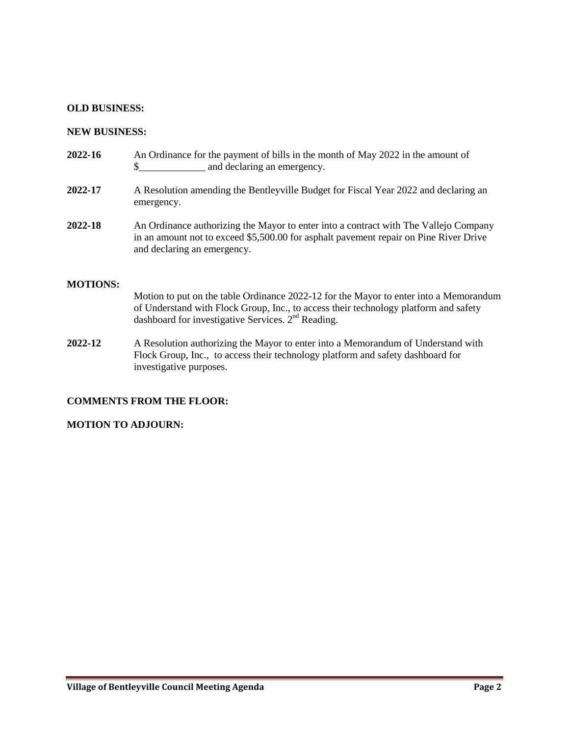**OLD BUSINESS:**

**NEW BUSINESS:**

**2022-16** An Ordinance for the payment of bills in the month of May 2022 in the amount of $_____________ and declaring an emergency.

**2022-17** A Resolution amending the Bentleyville Budget for Fiscal Year 2022 and declaring an emergency.

**2022-18** An Ordinance authorizing the Mayor to enter into a contract with The Vallejo Company in an amount not to exceed $5,500.00 for asphalt pavement repair on Pine River Drive and declaring an emergency.

**MOTIONS:**

Motion to put on the table Ordinance 2022-12 for the Mayor to enter into a Memorandum of Understand with Flock Group, Inc., to access their technology platform and safety dashboard for investigative Services. 2nd Reading.

**2022-12** A Resolution authorizing the Mayor to enter into a Memorandum of Understand with Flock Group, Inc., to access their technology platform and safety dashboard for investigative purposes.

**COMMENTS FROM THE FLOOR:**

**MOTION TO ADJOURN:**